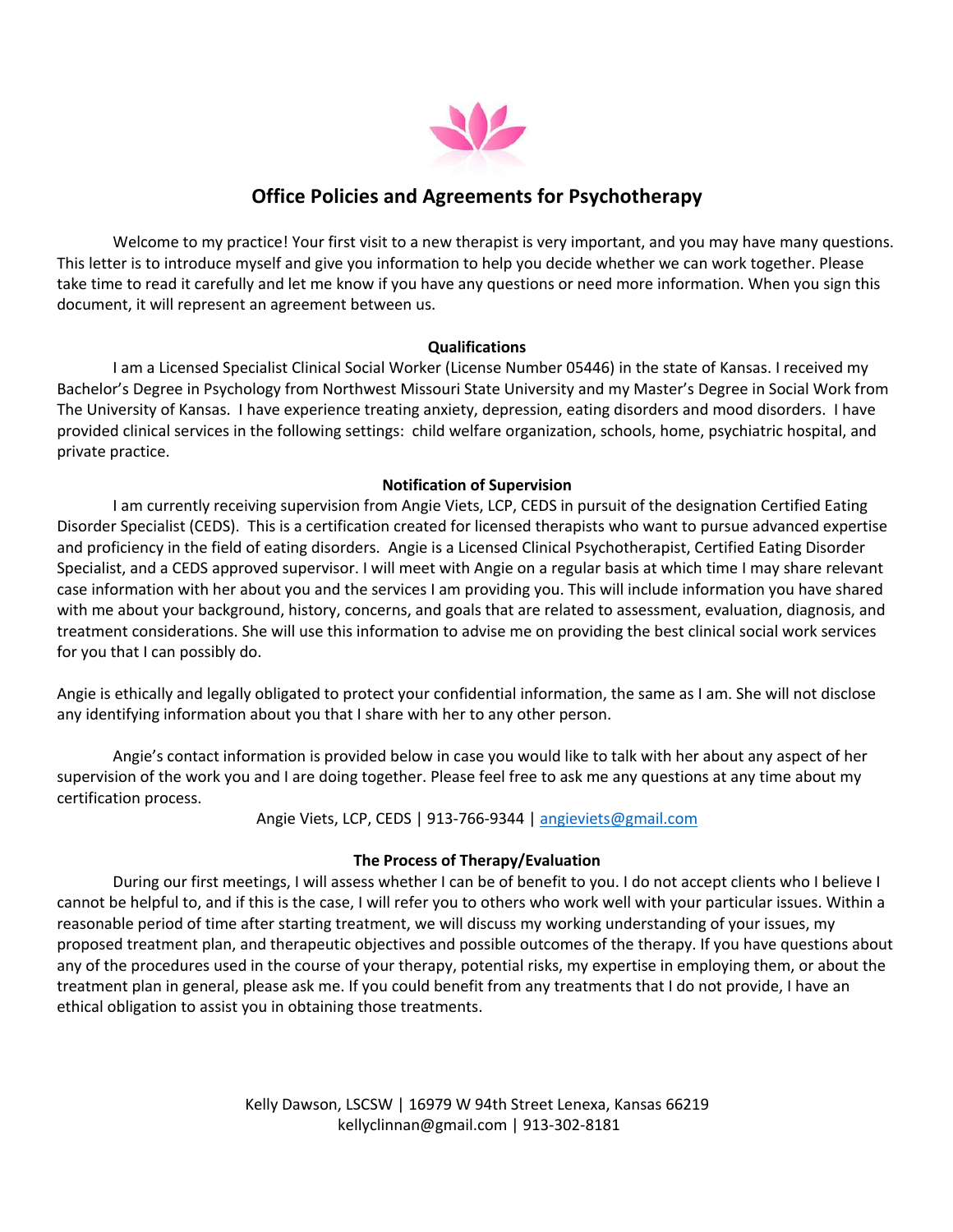# Office Policies and Agreements for Psychotherapy

Welcome to my practice! Your first visit to a new therapist is very important, and you may have many questions. This letter is to introduce myself and give you information to help you decide whether we can work together. Please take time to read it carefully and let me know if you have any questions or need more information. When you sign this document, it will represent an agreement between us.

## Qualifications

I am a Licensed Specialist Clinical Social Worker (License Number 05446) in the state of Kansas. I received my Bachelor's Degree in Psychology from Northwest Missouri State University and my Master's Degree in Social Work from The University of Kansas. I have experience treating anxiety, depression, eating disorders and mood disorders. I have provided clinical services in the following settings: child welfare organization, schools, home, psychiatric hospital, and private practice.

## Notification of Supervision

I am currently receiving supervision from Angie Viets, LCP, CEDS in pursuit of the designation Certified Eating Disorder Specialist (CEDS). This is a certification created for licensed therapists who want to pursue advanced expertise and proficiency in the field of eating disorders. Angie is a Licensed Clinical Psychotherapist, Certified Eating Disorder Specialist, and a CEDS approved supervisor. I will meet with Angie on a regular basis at which time I may share relevant case information with her about you and the services I am providing you. This will include information you have shared with me about your background, history, concerns, and goals that are related to assessment, evaluation, diagnosis, and treatment considerations. She will use this information to advise me on providing the best clinical social work services for you that I can possibly do.

Angie is ethically and legally obligated to protect your confidential information, the same as I am. She will not disclose any identifying information about you that I share with her to any other person.

Angie's contact information is provided below in case you would like to talk with her about any aspect of her supervision of the work you and I are doing together. Please feel free to ask me any questions at any time about my certification process.

Angie Viets, LCP, CEDS | 913-766-9344 | angieviets@gmail.com

## The Process of Therapy/Evaluation

During our first meetings, I will assess whether I can be of benefit to you. I do not accept clients who I believe I cannot be helpful to, and if this is the case, I will refer you to others who work well with your particular issues. Within a reasonable period of time after starting treatment, we will discuss my working understanding of your issues, my proposed treatment plan, and therapeutic objectives and possible outcomes of the therapy. If you have questions about any of the procedures used in the course of your therapy, potential risks, my expertise in employing them, or about the treatment plan in general, please ask me. If you could benefit from any treatments that I do not provide, I have an ethical obligation to assist you in obtaining those treatments.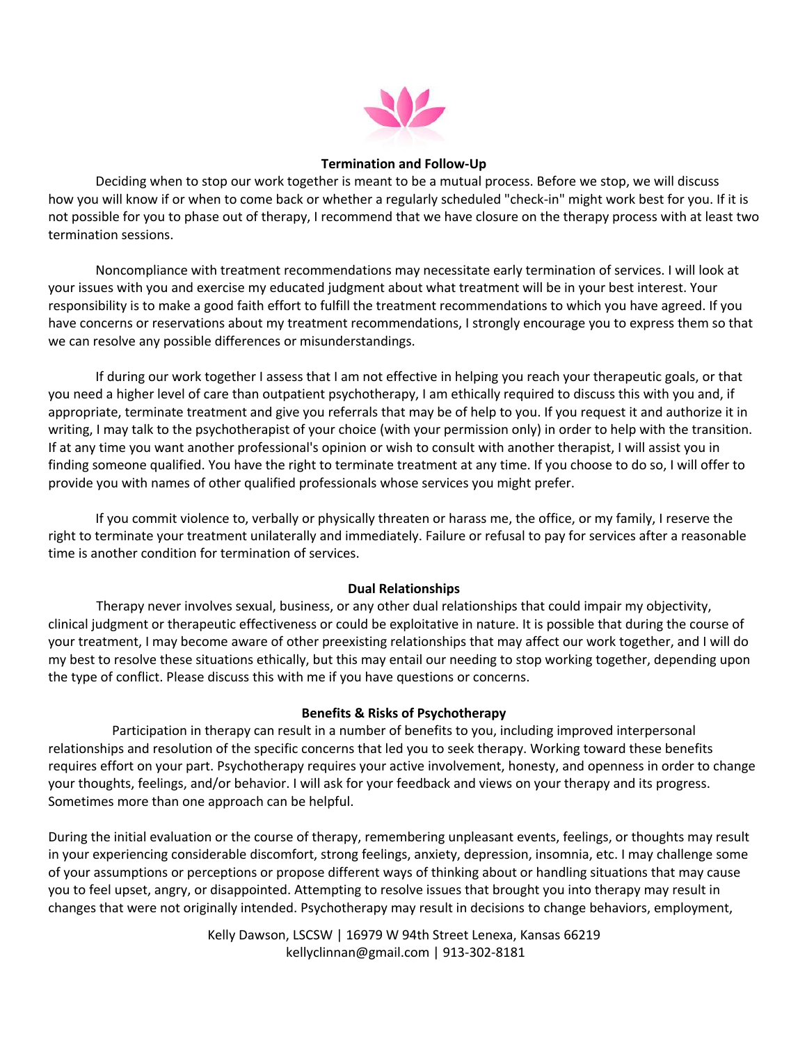## Termination and Follow-Up

Deciding when to stop our work together is meant to be a mutual process. Before we stop, we will discuss how you will know if or when to come back or whether a regularly scheduled "check-in" might work best for you. If it is not possible for you to phase out of therapy, I recommend that we have closure on the therapy process with at least two termination sessions.

Noncompliance with treatment recommendations may necessitate early termination of services. I will look at your issues with you and exercise my educated judgment about what treatment will be in your best interest. Your responsibility is to make a good faith effort to fulfill the treatment recommendations to which you have agreed. If you have concerns or reservations about my treatment recommendations, I strongly encourage you to express them so that we can resolve any possible differences or misunderstandings.

If during our work together I assess that I am not effective in helping you reach your therapeutic goals, or that you need a higher level of care than outpatient psychotherapy, I am ethically required to discuss this with you and, if appropriate, terminate treatment and give you referrals that may be of help to you. If you request it and authorize it in writing, I may talk to the psychotherapist of your choice (with your permission only) in order to help with the transition. If at any time you want another professional's opinion or wish to consult with another therapist, I will assist you in finding someone qualified. You have the right to terminate treatment at any time. If you choose to do so, I will offer to provide you with names of other qualified professionals whose services you might prefer.

If you commit violence to, verbally or physically threaten or harass me, the office, or my family, I reserve the right to terminate your treatment unilaterally and immediately. Failure or refusal to pay for services after a reasonable time is another condition for termination of services.

## Dual Relationships

Therapy never involves sexual, business, or any other dual relationships that could impair my objectivity, clinical judgment or therapeutic effectiveness or could be exploitative in nature. It is possible that during the course of your treatment, I may become aware of other preexisting relationships that may affect our work together, and I will do my best to resolve these situations ethically, but this may entail our needing to stop working together, depending upon the type of conflict. Please discuss this with me if you have questions or concerns.

## Benefits & Risks of Psychotherapy

Participation in therapy can result in a number of benefits to you, including improved interpersonal relationships and resolution of the specific concerns that led you to seek therapy. Working toward these benefits requires effort on your part. Psychotherapy requires your active involvement, honesty, and openness in order to change your thoughts, feelings, and/or behavior. I will ask for your feedback and views on your therapy and its progress. Sometimes more than one approach can be helpful.

During the initial evaluation or the course of therapy, remembering unpleasant events, feelings, or thoughts may result in your experiencing considerable discomfort, strong feelings, anxiety, depression, insomnia, etc. I may challenge some of your assumptions or perceptions or propose different ways of thinking about or handling situations that may cause you to feel upset, angry, or disappointed. Attempting to resolve issues that brought you into therapy may result in changes that were not originally intended. Psychotherapy may result in decisions to change behaviors, employment,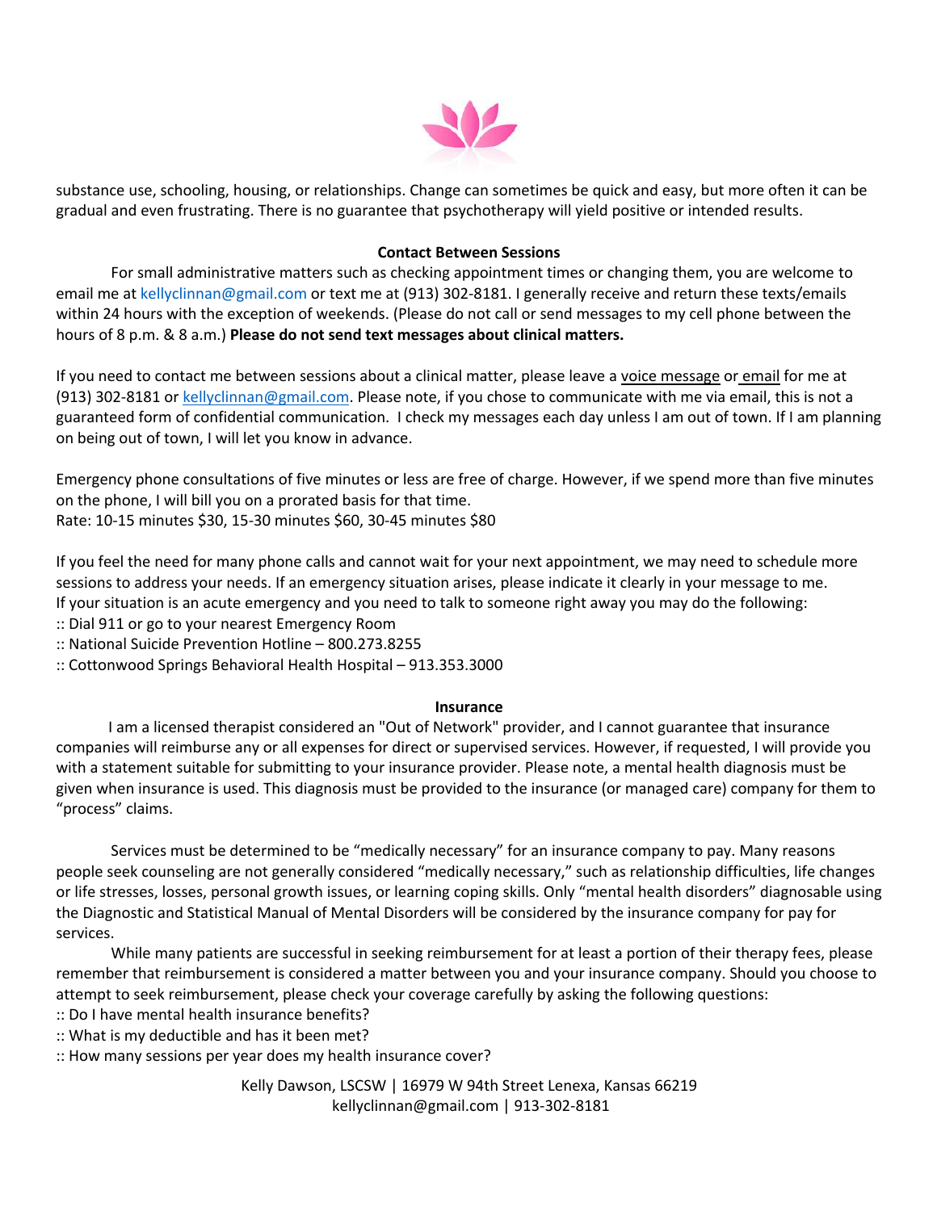substance use, schooling, housing, or relationships. Change can sometimes be quick and easy, but more often it can be gradual and even frustrating. There is no guarantee that psychotherapy will yield positive or intended results.

## Contact Between Sessions

For small administrative matters such as checking appointment times or changing them, you are welcome to email me at kellyclinnan@gmail.com or text me at (913) 302-8181. I generally receive and return these texts/emails within 24 hours with the exception of weekends. (Please do not call or send messages to my cell phone between the hours of 8 p.m. & 8 a.m.) **Please do not send text messages about clinical matters.**

If you need to contact me between sessions about a clinical matter, please leave a voice message or email for me at (913) 302-8181 or kellyclinnan@gmail.com. Please note, if you chose to communicate with me via email, this is not a guaranteed form of confidential communication. I check my messages each day unless I am out of town. If I am planning on being out of town, I will let you know in advance.

Emergency phone consultations of five minutes or less are free of charge. However, if we spend more than five minutes on the phone, I will bill you on a prorated basis for that time.
Rate: 10-15 minutes $30, 15-30 minutes $60, 30-45 minutes $80

If you feel the need for many phone calls and cannot wait for your next appointment, we may need to schedule more sessions to address your needs. If an emergency situation arises, please indicate it clearly in your message to me.
If your situation is an acute emergency and you need to talk to someone right away you may do the following:

:: Dial 911 or go to your nearest Emergency Room
:: National Suicide Prevention Hotline – 800.273.8255
:: Cottonwood Springs Behavioral Health Hospital – 913.353.3000

## Insurance

I am a licensed therapist considered an "Out of Network" provider, and I cannot guarantee that insurance companies will reimburse any or all expenses for direct or supervised services. However, if requested, I will provide you with a statement suitable for submitting to your insurance provider. Please note, a mental health diagnosis must be given when insurance is used. This diagnosis must be provided to the insurance (or managed care) company for them to "process" claims.

Services must be determined to be "medically necessary" for an insurance company to pay. Many reasons people seek counseling are not generally considered "medically necessary," such as relationship difficulties, life changes or life stresses, losses, personal growth issues, or learning coping skills. Only "mental health disorders" diagnosable using the Diagnostic and Statistical Manual of Mental Disorders will be considered by the insurance company for pay for services.

While many patients are successful in seeking reimbursement for at least a portion of their therapy fees, please remember that reimbursement is considered a matter between you and your insurance company. Should you choose to attempt to seek reimbursement, please check your coverage carefully by asking the following questions:

:: Do I have mental health insurance benefits?
:: What is my deductible and has it been met?
:: How many sessions per year does my health insurance cover?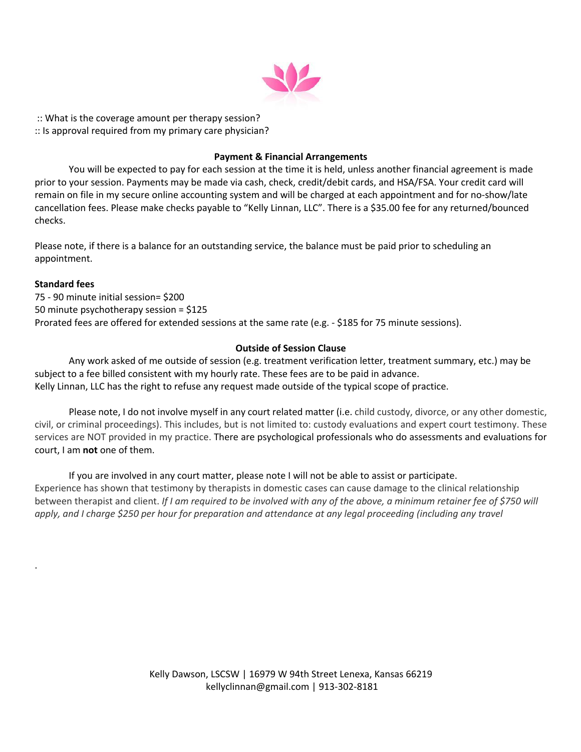:: What is the coverage amount per therapy session?
:: Is approval required from my primary care physician?

### Payment & Financial Arrangements

You will be expected to pay for each session at the time it is held, unless another financial agreement is made prior to your session. Payments may be made via cash, check, credit/debit cards, and HSA/FSA. Your credit card will remain on file in my secure online accounting system and will be charged at each appointment and for no-show/late cancellation fees. Please make checks payable to "Kelly Linnan, LLC". There is a $35.00 fee for any returned/bounced checks.

Please note, if there is a balance for an outstanding service, the balance must be paid prior to scheduling an appointment.

**Standard fees**
75 - 90 minute initial session= $200
50 minute psychotherapy session = $125
Prorated fees are offered for extended sessions at the same rate (e.g. - $185 for 75 minute sessions).

### Outside of Session Clause

Any work asked of me outside of session (e.g. treatment verification letter, treatment summary, etc.) may be subject to a fee billed consistent with my hourly rate. These fees are to be paid in advance.
Kelly Linnan, LLC has the right to refuse any request made outside of the typical scope of practice.

Please note, I do not involve myself in any court related matter (i.e. child custody, divorce, or any other domestic, civil, or criminal proceedings). This includes, but is not limited to: custody evaluations and expert court testimony. These services are NOT provided in my practice. There are psychological professionals who do assessments and evaluations for court, I am **not** one of them.

If you are involved in any court matter, please note I will not be able to assist or participate. Experience has shown that testimony by therapists in domestic cases can cause damage to the clinical relationship between therapist and client. *If I am required to be involved with any of the above, a minimum retainer fee of $750 will apply, and I charge $250 per hour for preparation and attendance at any legal proceeding (including any travel*

.

Kelly Dawson, LSCSW | 16979 W 94th Street Lenexa, Kansas 66219
kellyclinnan@gmail.com | 913-302-8181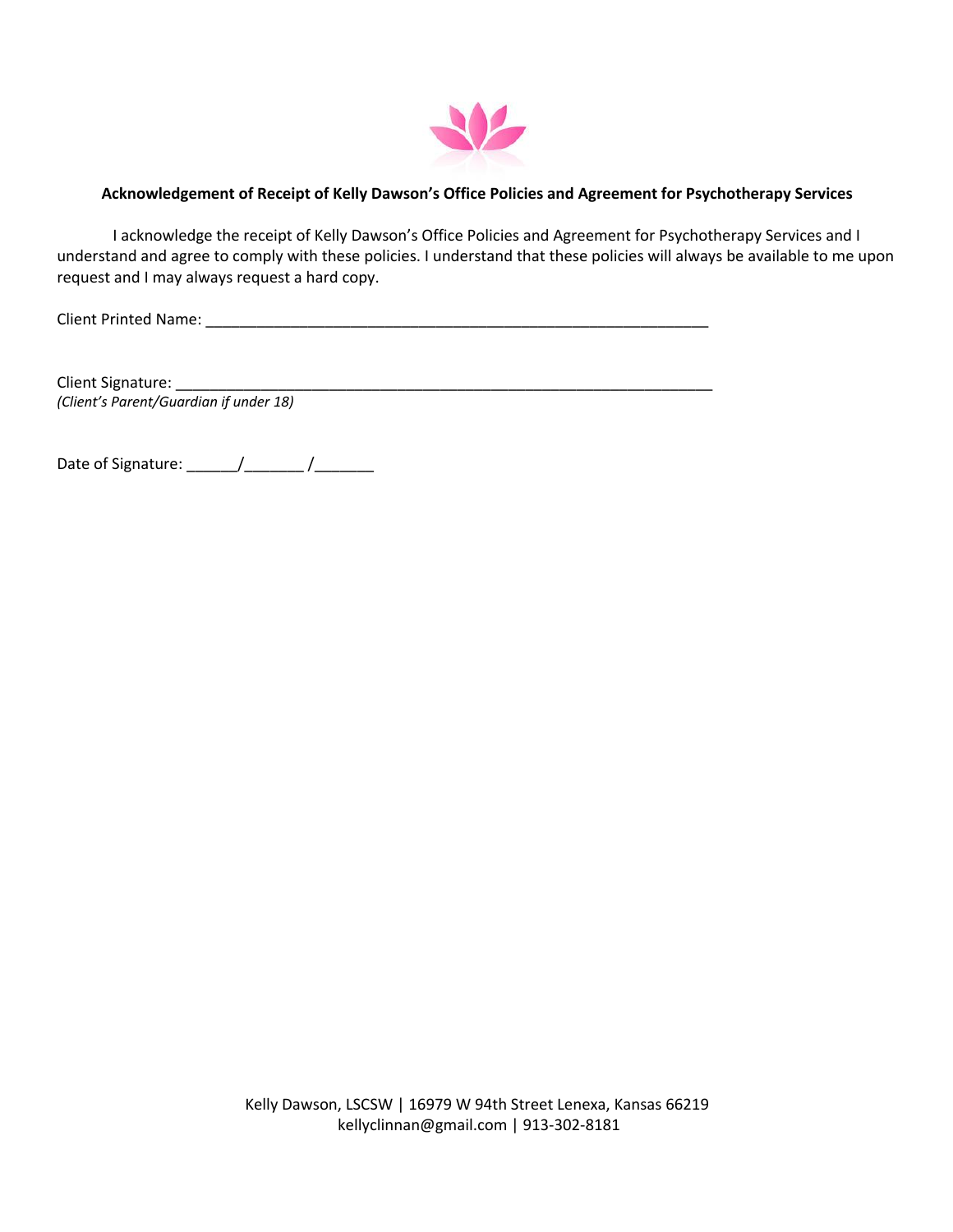**Acknowledgement of Receipt of Kelly Dawson's Office Policies and Agreement for Psychotherapy Services**

I acknowledge the receipt of Kelly Dawson's Office Policies and Agreement for Psychotherapy Services and I understand and agree to comply with these policies. I understand that these policies will always be available to me upon request and I may always request a hard copy.

Client Printed Name: ___________________________________________________________

Client Signature: ________________________________________________________________
*(Client's Parent/Guardian if under 18)*

Date of Signature: ______/_______ /_______

Kelly Dawson, LSCSW | 16979 W 94th Street Lenexa, Kansas 66219
kellyclinnan@gmail.com | 913-302-8181